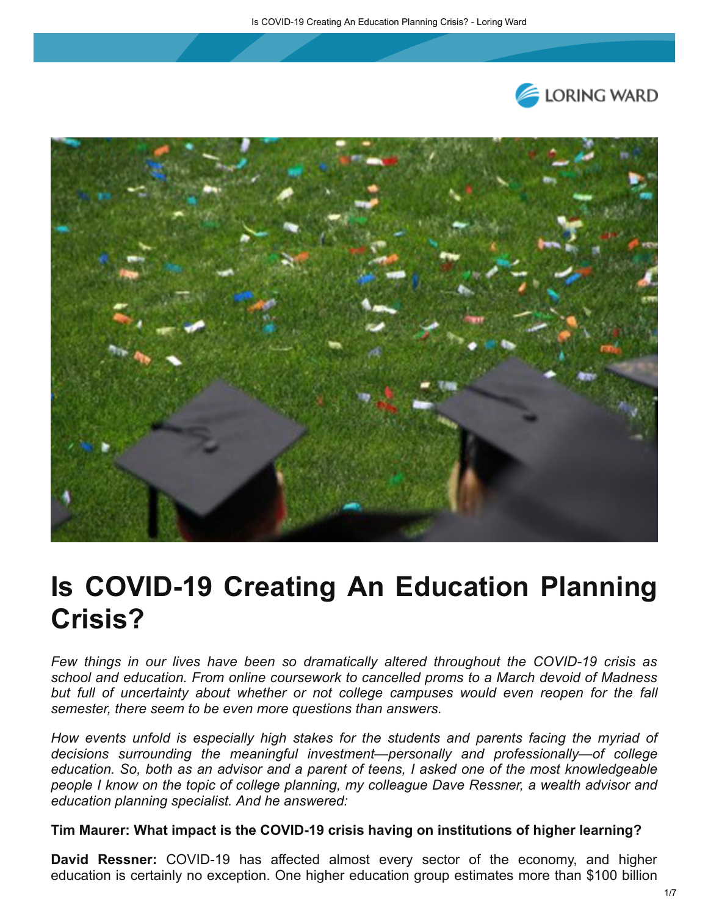# Is COVID-19 Creating An Education Planning Crisis?

*Few things in our lives have been so dramatically altered throughout the COVID-19 crisis as school and education. From online coursework to cancelled proms to a March devoid of Madness but full of uncertainty about whether or not college campuses would even reopen for the fall semester, there seem to be even more questions than answers.*

*How events unfold is especially high stakes for the students and parents facing the myriad of decisions surrounding the meaningful investment—personally and professionally—of college education. So, both as an advisor and a parent of teens, I asked one of the most knowledgeable people I know on the topic of college planning, my colleague Dave Ressner, a wealth advisor and education planning specialist. And he answered:*

**Tim Maurer: What impact is the COVID-19 crisis having on institutions of higher learning?**

**David Ressner:** COVID-19 has affected almost every sector of the economy, and higher education is certainly no exception. One higher education group estimates more than $100 billion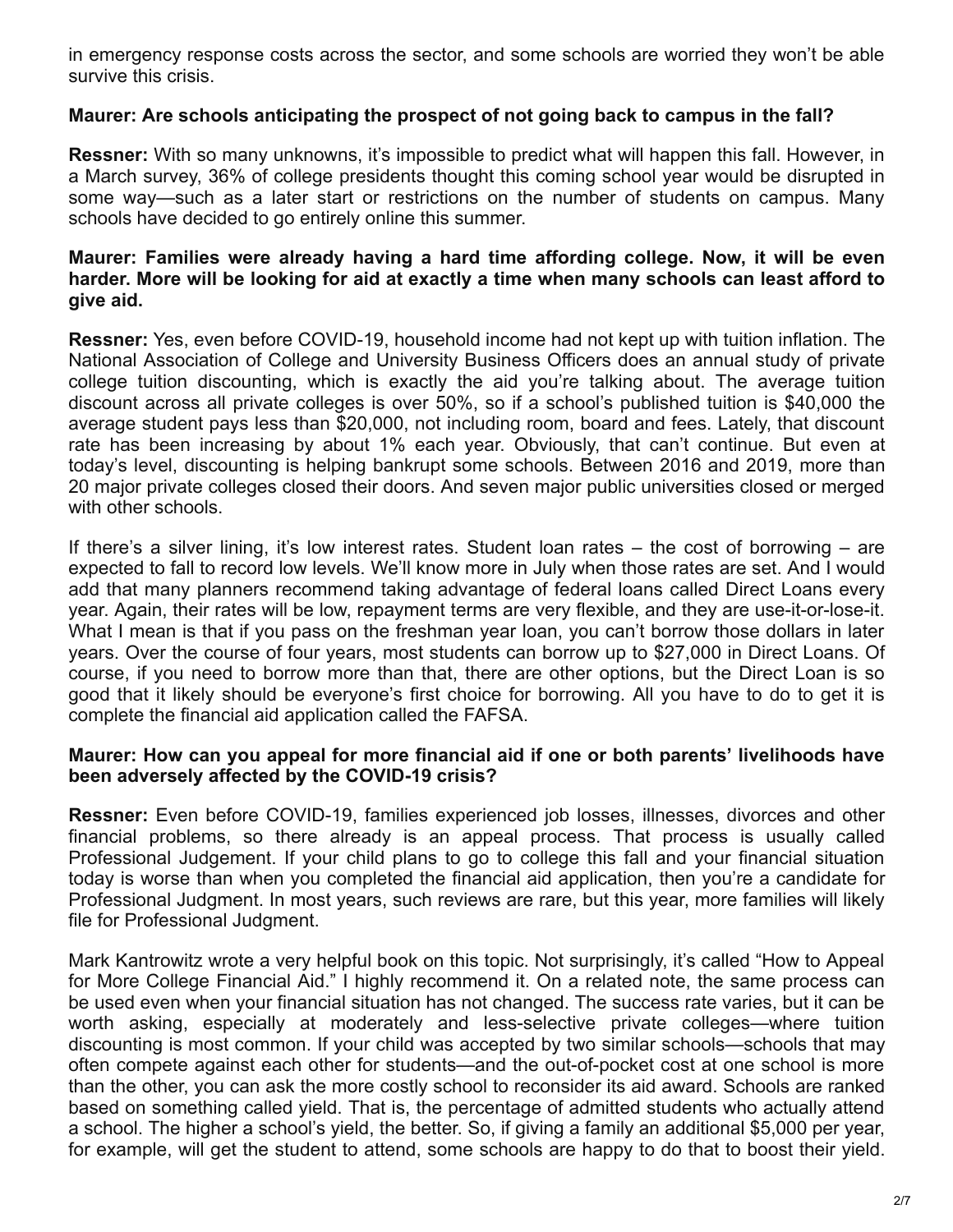in emergency response costs across the sector, and some schools are worried they won't be able survive this crisis.

**Maurer: Are schools anticipating the prospect of not going back to campus in the fall?**

**Ressner:** With so many unknowns, it's impossible to predict what will happen this fall. However, in a March survey, 36% of college presidents thought this coming school year would be disrupted in some way—such as a later start or restrictions on the number of students on campus. Many schools have decided to go entirely online this summer.

**Maurer: Families were already having a hard time affording college. Now, it will be even harder. More will be looking for aid at exactly a time when many schools can least afford to give aid.**

**Ressner:** Yes, even before COVID-19, household income had not kept up with tuition inflation. The National Association of College and University Business Officers does an annual study of private college tuition discounting, which is exactly the aid you're talking about. The average tuition discount across all private colleges is over 50%, so if a school's published tuition is $40,000 the average student pays less than $20,000, not including room, board and fees. Lately, that discount rate has been increasing by about 1% each year. Obviously, that can't continue. But even at today's level, discounting is helping bankrupt some schools. Between 2016 and 2019, more than 20 major private colleges closed their doors. And seven major public universities closed or merged with other schools.

If there's a silver lining, it's low interest rates. Student loan rates – the cost of borrowing – are expected to fall to record low levels. We'll know more in July when those rates are set. And I would add that many planners recommend taking advantage of federal loans called Direct Loans every year. Again, their rates will be low, repayment terms are very flexible, and they are use-it-or-lose-it. What I mean is that if you pass on the freshman year loan, you can't borrow those dollars in later years. Over the course of four years, most students can borrow up to $27,000 in Direct Loans. Of course, if you need to borrow more than that, there are other options, but the Direct Loan is so good that it likely should be everyone's first choice for borrowing. All you have to do to get it is complete the financial aid application called the FAFSA.

**Maurer: How can you appeal for more financial aid if one or both parents' livelihoods have been adversely affected by the COVID-19 crisis?**

**Ressner:** Even before COVID-19, families experienced job losses, illnesses, divorces and other financial problems, so there already is an appeal process. That process is usually called Professional Judgement. If your child plans to go to college this fall and your financial situation today is worse than when you completed the financial aid application, then you're a candidate for Professional Judgment. In most years, such reviews are rare, but this year, more families will likely file for Professional Judgment.

Mark Kantrowitz wrote a very helpful book on this topic. Not surprisingly, it's called "How to Appeal for More College Financial Aid." I highly recommend it. On a related note, the same process can be used even when your financial situation has not changed. The success rate varies, but it can be worth asking, especially at moderately and less-selective private colleges—where tuition discounting is most common. If your child was accepted by two similar schools—schools that may often compete against each other for students—and the out-of-pocket cost at one school is more than the other, you can ask the more costly school to reconsider its aid award. Schools are ranked based on something called yield. That is, the percentage of admitted students who actually attend a school. The higher a school's yield, the better. So, if giving a family an additional $5,000 per year, for example, will get the student to attend, some schools are happy to do that to boost their yield.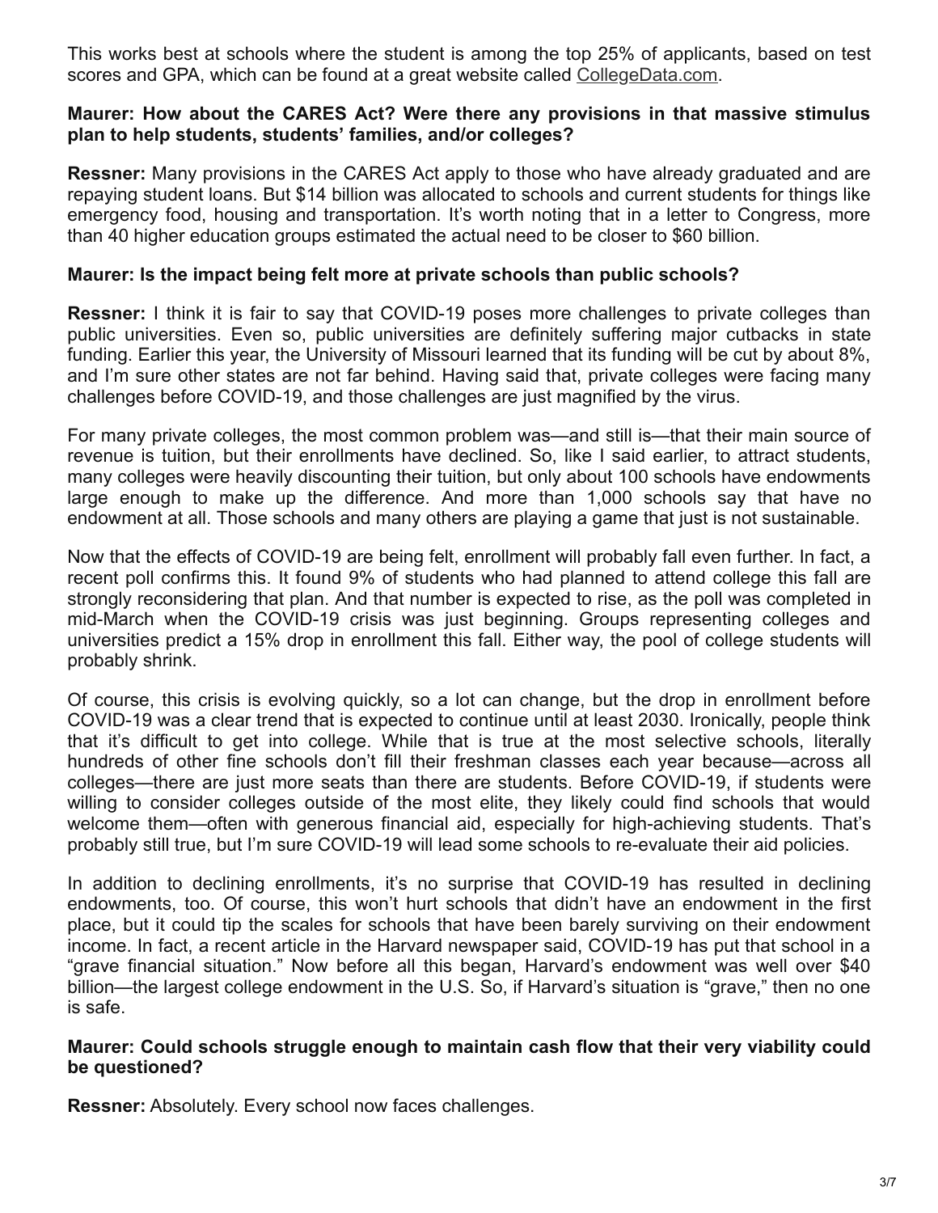This works best at schools where the student is among the top 25% of applicants, based on test scores and GPA, which can be found at a great website called [CollegeData.com](CollegeData.com).

**Maurer: How about the CARES Act? Were there any provisions in that massive stimulus plan to help students, students' families, and/or colleges?**

**Ressner:** Many provisions in the CARES Act apply to those who have already graduated and are repaying student loans. But $14 billion was allocated to schools and current students for things like emergency food, housing and transportation. It's worth noting that in a letter to Congress, more than 40 higher education groups estimated the actual need to be closer to $60 billion.

**Maurer: Is the impact being felt more at private schools than public schools?**

**Ressner:** I think it is fair to say that COVID-19 poses more challenges to private colleges than public universities. Even so, public universities are definitely suffering major cutbacks in state funding. Earlier this year, the University of Missouri learned that its funding will be cut by about 8%, and I'm sure other states are not far behind. Having said that, private colleges were facing many challenges before COVID-19, and those challenges are just magnified by the virus.

For many private colleges, the most common problem was—and still is—that their main source of revenue is tuition, but their enrollments have declined. So, like I said earlier, to attract students, many colleges were heavily discounting their tuition, but only about 100 schools have endowments large enough to make up the difference. And more than 1,000 schools say that have no endowment at all. Those schools and many others are playing a game that just is not sustainable.

Now that the effects of COVID-19 are being felt, enrollment will probably fall even further. In fact, a recent poll confirms this. It found 9% of students who had planned to attend college this fall are strongly reconsidering that plan. And that number is expected to rise, as the poll was completed in mid-March when the COVID-19 crisis was just beginning. Groups representing colleges and universities predict a 15% drop in enrollment this fall. Either way, the pool of college students will probably shrink.

Of course, this crisis is evolving quickly, so a lot can change, but the drop in enrollment before COVID-19 was a clear trend that is expected to continue until at least 2030. Ironically, people think that it's difficult to get into college. While that is true at the most selective schools, literally hundreds of other fine schools don't fill their freshman classes each year because—across all colleges—there are just more seats than there are students. Before COVID-19, if students were willing to consider colleges outside of the most elite, they likely could find schools that would welcome them—often with generous financial aid, especially for high-achieving students. That's probably still true, but I'm sure COVID-19 will lead some schools to re-evaluate their aid policies.

In addition to declining enrollments, it's no surprise that COVID-19 has resulted in declining endowments, too. Of course, this won't hurt schools that didn't have an endowment in the first place, but it could tip the scales for schools that have been barely surviving on their endowment income. In fact, a recent article in the Harvard newspaper said, COVID-19 has put that school in a "grave financial situation." Now before all this began, Harvard's endowment was well over $40 billion—the largest college endowment in the U.S. So, if Harvard's situation is "grave," then no one is safe.

**Maurer: Could schools struggle enough to maintain cash flow that their very viability could be questioned?**

**Ressner:** Absolutely. Every school now faces challenges.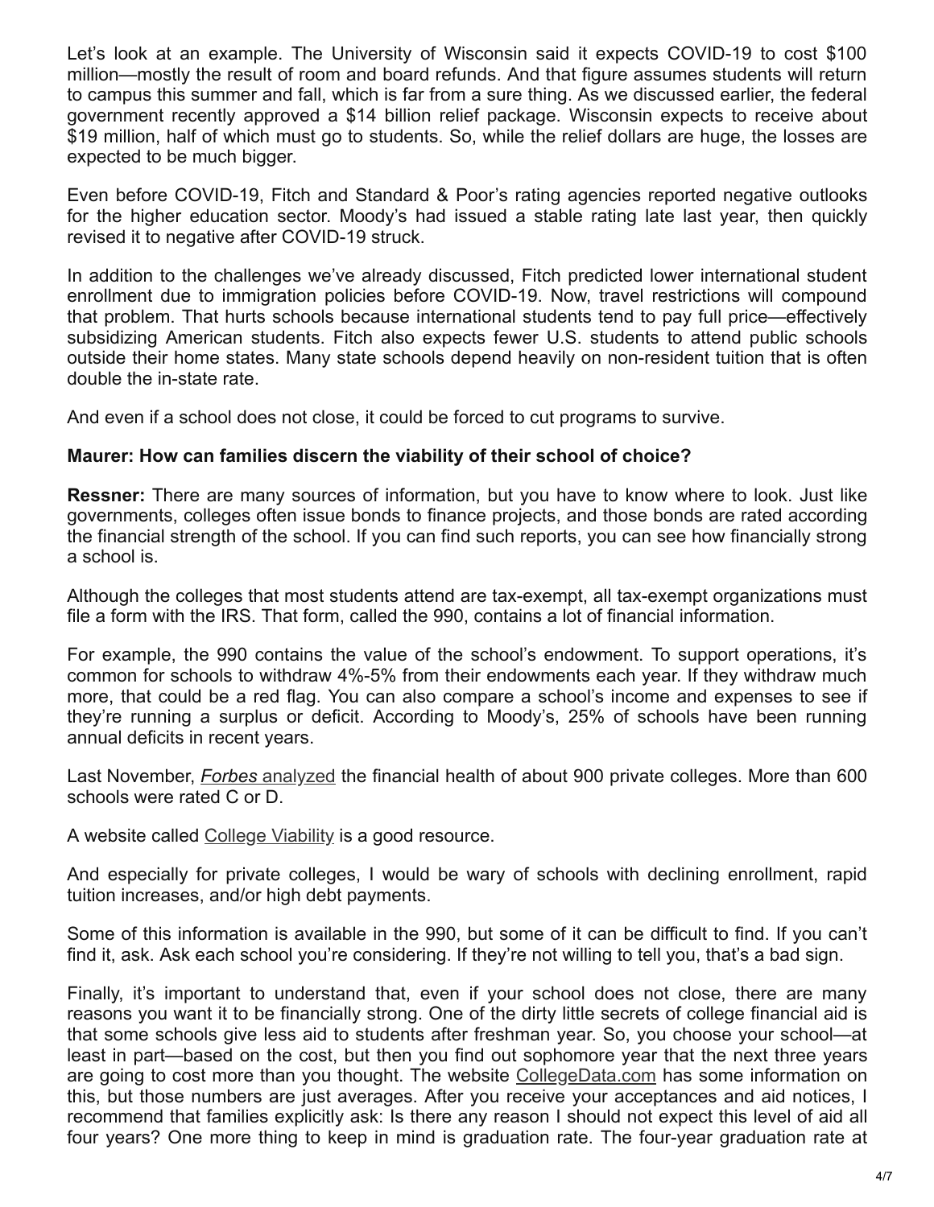Let's look at an example. The University of Wisconsin said it expects COVID-19 to cost $100 million—mostly the result of room and board refunds. And that figure assumes students will return to campus this summer and fall, which is far from a sure thing. As we discussed earlier, the federal government recently approved a $14 billion relief package. Wisconsin expects to receive about $19 million, half of which must go to students. So, while the relief dollars are huge, the losses are expected to be much bigger.

Even before COVID-19, Fitch and Standard & Poor's rating agencies reported negative outlooks for the higher education sector. Moody's had issued a stable rating late last year, then quickly revised it to negative after COVID-19 struck.

In addition to the challenges we've already discussed, Fitch predicted lower international student enrollment due to immigration policies before COVID-19. Now, travel restrictions will compound that problem. That hurts schools because international students tend to pay full price—effectively subsidizing American students. Fitch also expects fewer U.S. students to attend public schools outside their home states. Many state schools depend heavily on non-resident tuition that is often double the in-state rate.

And even if a school does not close, it could be forced to cut programs to survive.

**Maurer: How can families discern the viability of their school of choice?**

**Ressner:** There are many sources of information, but you have to know where to look. Just like governments, colleges often issue bonds to finance projects, and those bonds are rated according the financial strength of the school. If you can find such reports, you can see how financially strong a school is.

Although the colleges that most students attend are tax-exempt, all tax-exempt organizations must file a form with the IRS. That form, called the 990, contains a lot of financial information.

For example, the 990 contains the value of the school's endowment. To support operations, it's common for schools to withdraw 4%-5% from their endowments each year. If they withdraw much more, that could be a red flag. You can also compare a school's income and expenses to see if they're running a surplus or deficit. According to Moody's, 25% of schools have been running annual deficits in recent years.

Last November, *Forbes* analyzed the financial health of about 900 private colleges. More than 600 schools were rated C or D.

A website called College Viability is a good resource.

And especially for private colleges, I would be wary of schools with declining enrollment, rapid tuition increases, and/or high debt payments.

Some of this information is available in the 990, but some of it can be difficult to find. If you can't find it, ask. Ask each school you're considering. If they're not willing to tell you, that's a bad sign.

Finally, it's important to understand that, even if your school does not close, there are many reasons you want it to be financially strong. One of the dirty little secrets of college financial aid is that some schools give less aid to students after freshman year. So, you choose your school—at least in part—based on the cost, but then you find out sophomore year that the next three years are going to cost more than you thought. The website CollegeData.com has some information on this, but those numbers are just averages. After you receive your acceptances and aid notices, I recommend that families explicitly ask: Is there any reason I should not expect this level of aid all four years? One more thing to keep in mind is graduation rate. The four-year graduation rate at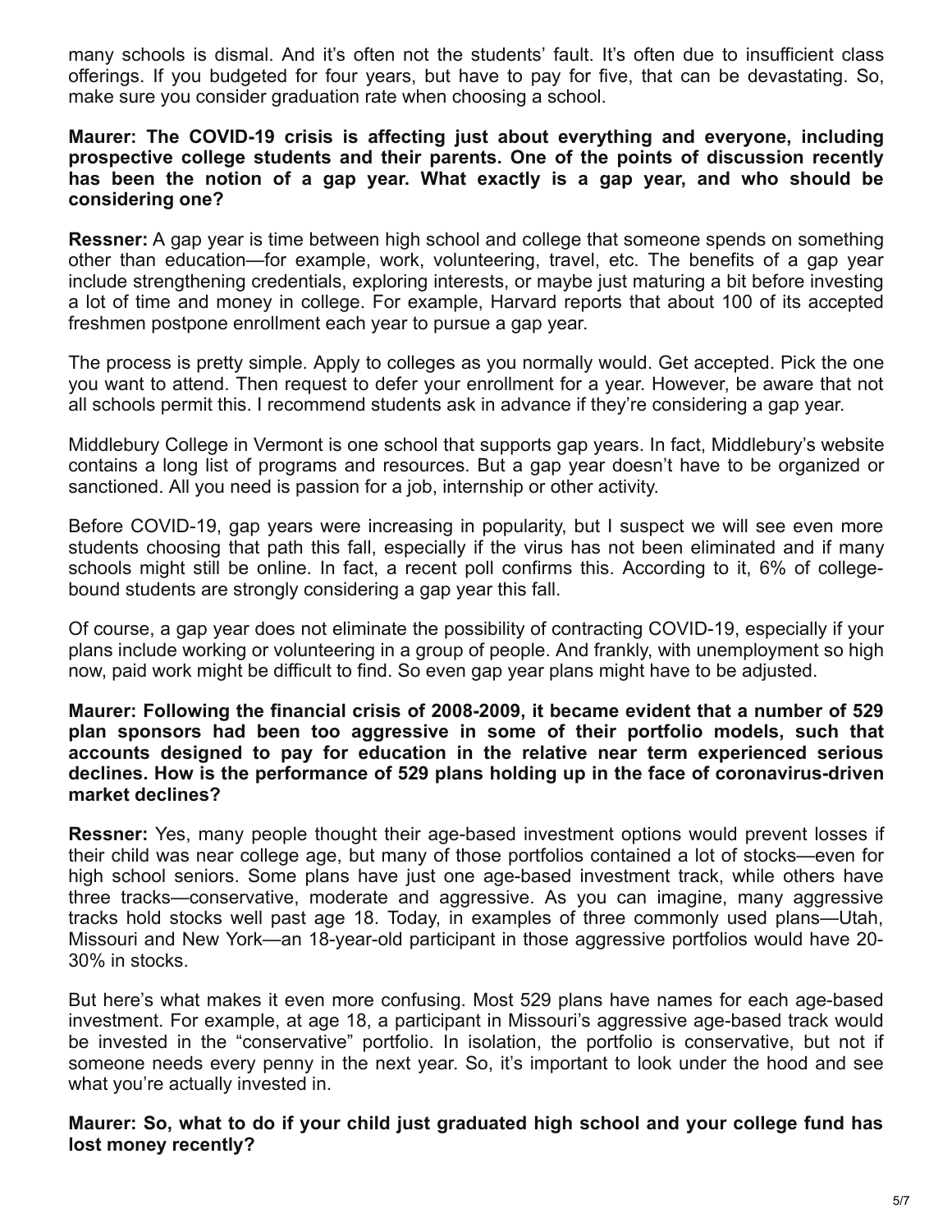many schools is dismal. And it's often not the students' fault. It's often due to insufficient class offerings. If you budgeted for four years, but have to pay for five, that can be devastating. So, make sure you consider graduation rate when choosing a school.

**Maurer: The COVID-19 crisis is affecting just about everything and everyone, including prospective college students and their parents. One of the points of discussion recently has been the notion of a gap year. What exactly is a gap year, and who should be considering one?**

**Ressner:** A gap year is time between high school and college that someone spends on something other than education—for example, work, volunteering, travel, etc. The benefits of a gap year include strengthening credentials, exploring interests, or maybe just maturing a bit before investing a lot of time and money in college. For example, Harvard reports that about 100 of its accepted freshmen postpone enrollment each year to pursue a gap year.

The process is pretty simple. Apply to colleges as you normally would. Get accepted. Pick the one you want to attend. Then request to defer your enrollment for a year. However, be aware that not all schools permit this. I recommend students ask in advance if they're considering a gap year.

Middlebury College in Vermont is one school that supports gap years. In fact, Middlebury's website contains a long list of programs and resources. But a gap year doesn't have to be organized or sanctioned. All you need is passion for a job, internship or other activity.

Before COVID-19, gap years were increasing in popularity, but I suspect we will see even more students choosing that path this fall, especially if the virus has not been eliminated and if many schools might still be online. In fact, a recent poll confirms this. According to it, 6% of college-bound students are strongly considering a gap year this fall.

Of course, a gap year does not eliminate the possibility of contracting COVID-19, especially if your plans include working or volunteering in a group of people. And frankly, with unemployment so high now, paid work might be difficult to find. So even gap year plans might have to be adjusted.

**Maurer: Following the financial crisis of 2008-2009, it became evident that a number of 529 plan sponsors had been too aggressive in some of their portfolio models, such that accounts designed to pay for education in the relative near term experienced serious declines. How is the performance of 529 plans holding up in the face of coronavirus-driven market declines?**

**Ressner:** Yes, many people thought their age-based investment options would prevent losses if their child was near college age, but many of those portfolios contained a lot of stocks—even for high school seniors. Some plans have just one age-based investment track, while others have three tracks—conservative, moderate and aggressive. As you can imagine, many aggressive tracks hold stocks well past age 18. Today, in examples of three commonly used plans—Utah, Missouri and New York—an 18-year-old participant in those aggressive portfolios would have 20-30% in stocks.

But here's what makes it even more confusing. Most 529 plans have names for each age-based investment. For example, at age 18, a participant in Missouri's aggressive age-based track would be invested in the "conservative" portfolio. In isolation, the portfolio is conservative, but not if someone needs every penny in the next year. So, it's important to look under the hood and see what you're actually invested in.

**Maurer: So, what to do if your child just graduated high school and your college fund has lost money recently?**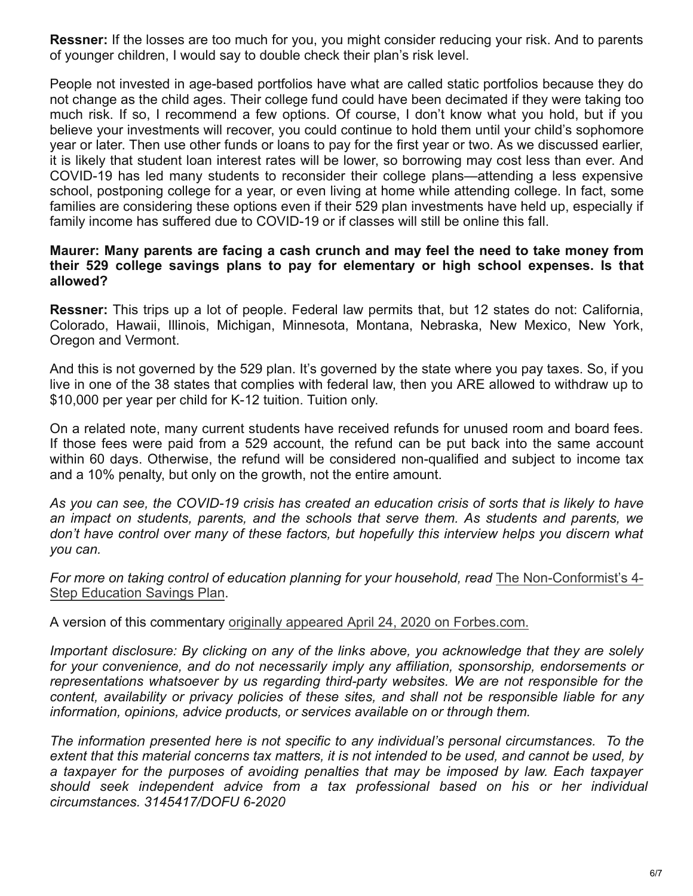**Ressner:** If the losses are too much for you, you might consider reducing your risk. And to parents of younger children, I would say to double check their plan's risk level.

People not invested in age-based portfolios have what are called static portfolios because they do not change as the child ages. Their college fund could have been decimated if they were taking too much risk. If so, I recommend a few options. Of course, I don't know what you hold, but if you believe your investments will recover, you could continue to hold them until your child's sophomore year or later. Then use other funds or loans to pay for the first year or two. As we discussed earlier, it is likely that student loan interest rates will be lower, so borrowing may cost less than ever. And COVID-19 has led many students to reconsider their college plans—attending a less expensive school, postponing college for a year, or even living at home while attending college. In fact, some families are considering these options even if their 529 plan investments have held up, especially if family income has suffered due to COVID-19 or if classes will still be online this fall.

**Maurer: Many parents are facing a cash crunch and may feel the need to take money from their 529 college savings plans to pay for elementary or high school expenses. Is that allowed?**

**Ressner:** This trips up a lot of people. Federal law permits that, but 12 states do not: California, Colorado, Hawaii, Illinois, Michigan, Minnesota, Montana, Nebraska, New Mexico, New York, Oregon and Vermont.

And this is not governed by the 529 plan. It's governed by the state where you pay taxes. So, if you live in one of the 38 states that complies with federal law, then you ARE allowed to withdraw up to $10,000 per year per child for K-12 tuition. Tuition only.

On a related note, many current students have received refunds for unused room and board fees. If those fees were paid from a 529 account, the refund can be put back into the same account within 60 days. Otherwise, the refund will be considered non-qualified and subject to income tax and a 10% penalty, but only on the growth, not the entire amount.

*As you can see, the COVID-19 crisis has created an education crisis of sorts that is likely to have an impact on students, parents, and the schools that serve them. As students and parents, we don't have control over many of these factors, but hopefully this interview helps you discern what you can.*

*For more on taking control of education planning for your household, read* The Non-Conformist's 4-Step Education Savings Plan.

A version of this commentary originally appeared April 24, 2020 on Forbes.com.

*Important disclosure: By clicking on any of the links above, you acknowledge that they are solely for your convenience, and do not necessarily imply any affiliation, sponsorship, endorsements or representations whatsoever by us regarding third-party websites. We are not responsible for the content, availability or privacy policies of these sites, and shall not be responsible liable for any information, opinions, advice products, or services available on or through them.*

*The information presented here is not specific to any individual's personal circumstances. To the extent that this material concerns tax matters, it is not intended to be used, and cannot be used, by a taxpayer for the purposes of avoiding penalties that may be imposed by law. Each taxpayer should seek independent advice from a tax professional based on his or her individual circumstances. 3145417/DOFU 6-2020*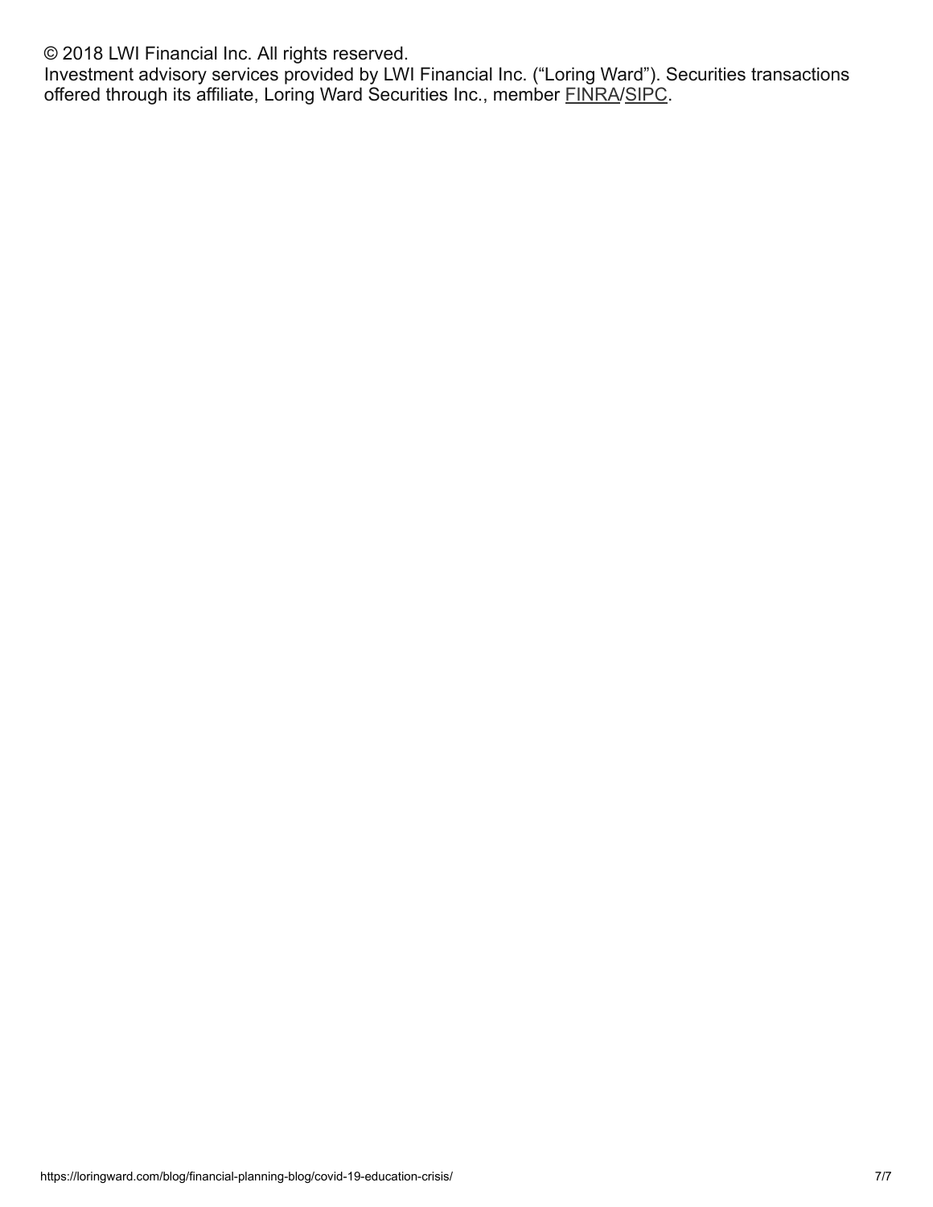© 2018 LWI Financial Inc. All rights reserved.
Investment advisory services provided by LWI Financial Inc. ("Loring Ward"). Securities transactions offered through its affiliate, Loring Ward Securities Inc., member FINRA/SIPC.